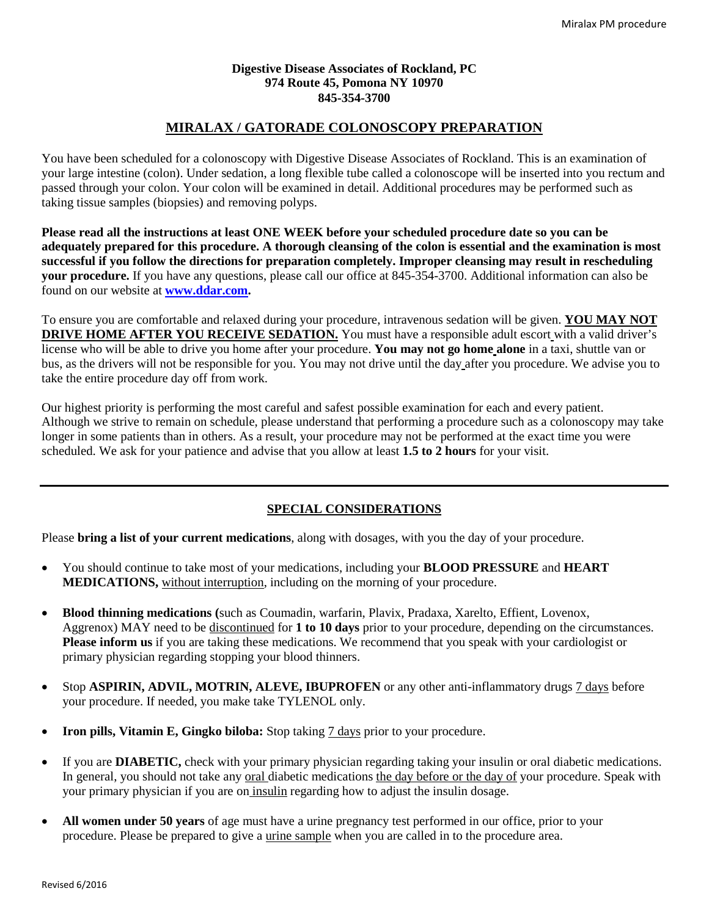**Digestive Disease Associates of Rockland, PC**
**974 Route 45, Pomona NY 10970**
**845-354-3700**

# MIRALAX / GATORADE COLONOSCOPY PREPARATION

You have been scheduled for a colonoscopy with Digestive Disease Associates of Rockland. This is an examination of your large intestine (colon). Under sedation, a long flexible tube called a colonoscope will be inserted into you rectum and passed through your colon. Your colon will be examined in detail. Additional procedures may be performed such as taking tissue samples (biopsies) and removing polyps.

**Please read all the instructions at least ONE WEEK before your scheduled procedure date so you can be adequately prepared for this procedure. A thorough cleansing of the colon is essential and the examination is most successful if you follow the directions for preparation completely. Improper cleansing may result in rescheduling your procedure.** If you have any questions, please call our office at 845-354-3700. Additional information can also be found on our website at **www.ddar.com.**

To ensure you are comfortable and relaxed during your procedure, intravenous sedation will be given. **YOU MAY NOT DRIVE HOME AFTER YOU RECEIVE SEDATION.** You must have a responsible adult escort with a valid driver's license who will be able to drive you home after your procedure. **You may not go home alone** in a taxi, shuttle van or bus, as the drivers will not be responsible for you. You may not drive until the day after you procedure. We advise you to take the entire procedure day off from work.

Our highest priority is performing the most careful and safest possible examination for each and every patient. Although we strive to remain on schedule, please understand that performing a procedure such as a colonoscopy may take longer in some patients than in others. As a result, your procedure may not be performed at the exact time you were scheduled. We ask for your patience and advise that you allow at least **1.5 to 2 hours** for your visit.

---

## SPECIAL CONSIDERATIONS

Please **bring a list of your current medications**, along with dosages, with you the day of your procedure.

- You should continue to take most of your medications, including your **BLOOD PRESSURE** and **HEART MEDICATIONS,** without interruption, including on the morning of your procedure.
- **Blood thinning medications (**such as Coumadin, warfarin, Plavix, Pradaxa, Xarelto, Effient, Lovenox, Aggrenox) MAY need to be discontinued for **1 to 10 days** prior to your procedure, depending on the circumstances. **Please inform us** if you are taking these medications. We recommend that you speak with your cardiologist or primary physician regarding stopping your blood thinners.
- Stop **ASPIRIN, ADVIL, MOTRIN, ALEVE, IBUPROFEN** or any other anti-inflammatory drugs 7 days before your procedure. If needed, you make take TYLENOL only.
- **Iron pills, Vitamin E, Gingko biloba:** Stop taking 7 days prior to your procedure.
- If you are **DIABETIC,** check with your primary physician regarding taking your insulin or oral diabetic medications. In general, you should not take any oral diabetic medications the day before or the day of your procedure. Speak with your primary physician if you are on insulin regarding how to adjust the insulin dosage.
- **All women under 50 years** of age must have a urine pregnancy test performed in our office, prior to your procedure. Please be prepared to give a urine sample when you are called in to the procedure area.

Revised 6/2016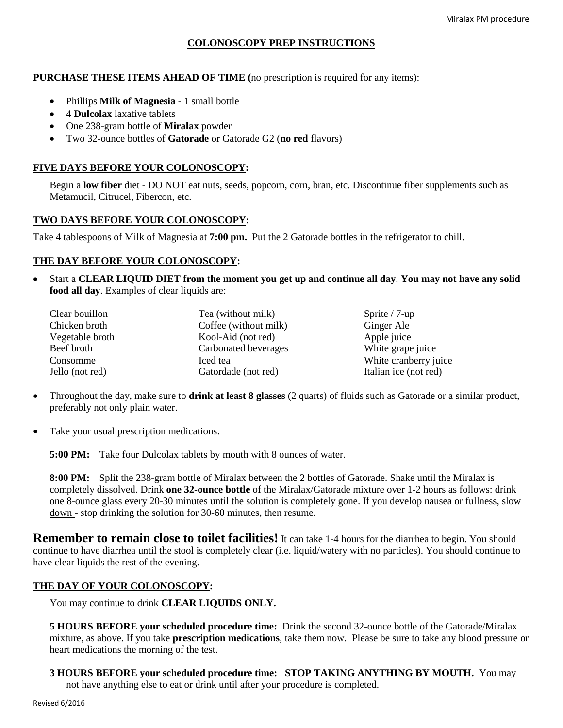# COLONOSCOPY PREP INSTRUCTIONS

**PURCHASE THESE ITEMS AHEAD OF TIME (**no prescription is required for any items):

- Phillips **Milk of Magnesia** - 1 small bottle
- 4 **Dulcolax** laxative tablets
- One 238-gram bottle of **Miralax** powder
- Two 32-ounce bottles of **Gatorade** or Gatorade G2 (**no red** flavors)

## FIVE DAYS BEFORE YOUR COLONOSCOPY:

Begin a **low fiber** diet - DO NOT eat nuts, seeds, popcorn, corn, bran, etc. Discontinue fiber supplements such as Metamucil, Citrucel, Fibercon, etc.

## TWO DAYS BEFORE YOUR COLONOSCOPY:

Take 4 tablespoons of Milk of Magnesia at **7:00 pm.** Put the 2 Gatorade bottles in the refrigerator to chill.

## THE DAY BEFORE YOUR COLONOSCOPY:

- Start a **CLEAR LIQUID DIET from the moment you get up and continue all day**. **You may not have any solid food all day**. Examples of clear liquids are:

| | | |
|---|---|---|
| Clear bouillon | Tea (without milk) | Sprite / 7-up |
| Chicken broth | Coffee (without milk) | Ginger Ale |
| Vegetable broth | Kool-Aid (not red) | Apple juice |
| Beef broth | Carbonated beverages | White grape juice |
| Consomme | Iced tea | White cranberry juice |
| Jello (not red) | Gatordade (not red) | Italian ice (not red) |

- Throughout the day, make sure to **drink at least 8 glasses** (2 quarts) of fluids such as Gatorade or a similar product, preferably not only plain water.
- Take your usual prescription medications.

**5:00 PM:** Take four Dulcolax tablets by mouth with 8 ounces of water.

**8:00 PM:** Split the 238-gram bottle of Miralax between the 2 bottles of Gatorade. Shake until the Miralax is completely dissolved. Drink **one 32-ounce bottle** of the Miralax/Gatorade mixture over 1-2 hours as follows: drink one 8-ounce glass every 20-30 minutes until the solution is completely gone. If you develop nausea or fullness, slow down - stop drinking the solution for 30-60 minutes, then resume.

**Remember to remain close to toilet facilities!** It can take 1-4 hours for the diarrhea to begin. You should continue to have diarrhea until the stool is completely clear (i.e. liquid/watery with no particles). You should continue to have clear liquids the rest of the evening.

## THE DAY OF YOUR COLONOSCOPY:

You may continue to drink **CLEAR LIQUIDS ONLY.**

**5 HOURS BEFORE your scheduled procedure time:** Drink the second 32-ounce bottle of the Gatorade/Miralax mixture, as above. If you take **prescription medications**, take them now. Please be sure to take any blood pressure or heart medications the morning of the test.

**3 HOURS BEFORE your scheduled procedure time: STOP TAKING ANYTHING BY MOUTH.** You may not have anything else to eat or drink until after your procedure is completed.

Revised 6/2016